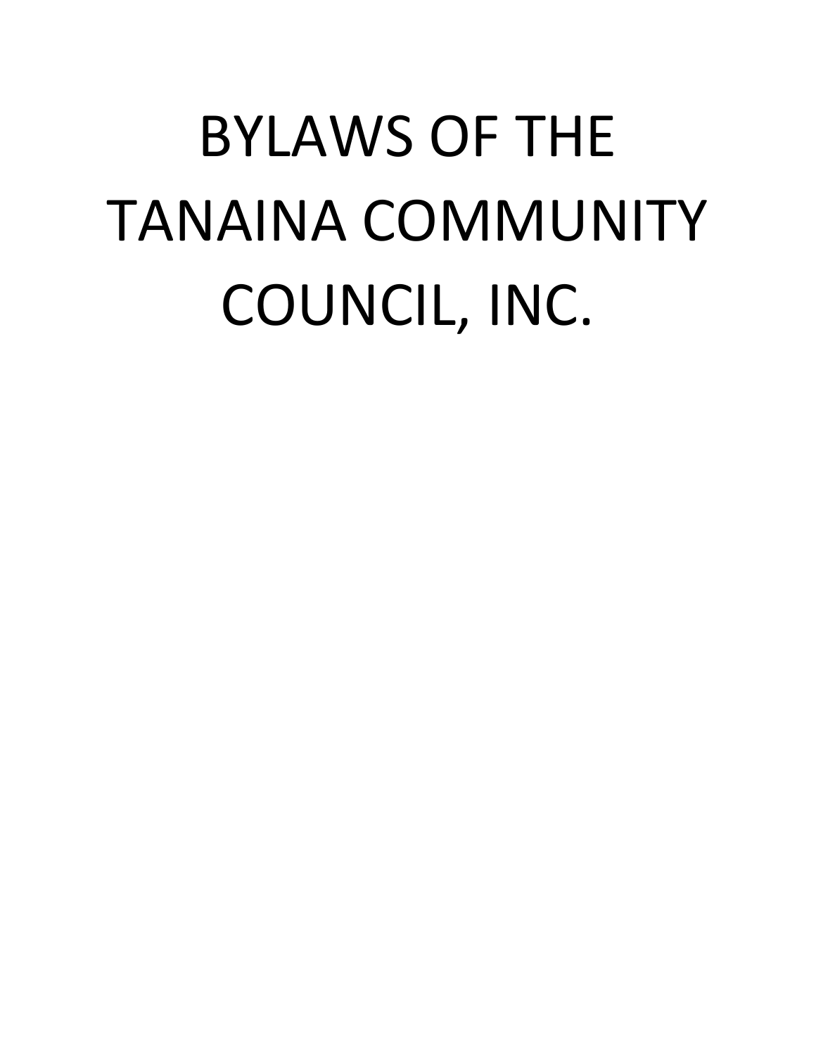# BYLAWS OF THE TANAINA COMMUNITY COUNCIL, INC.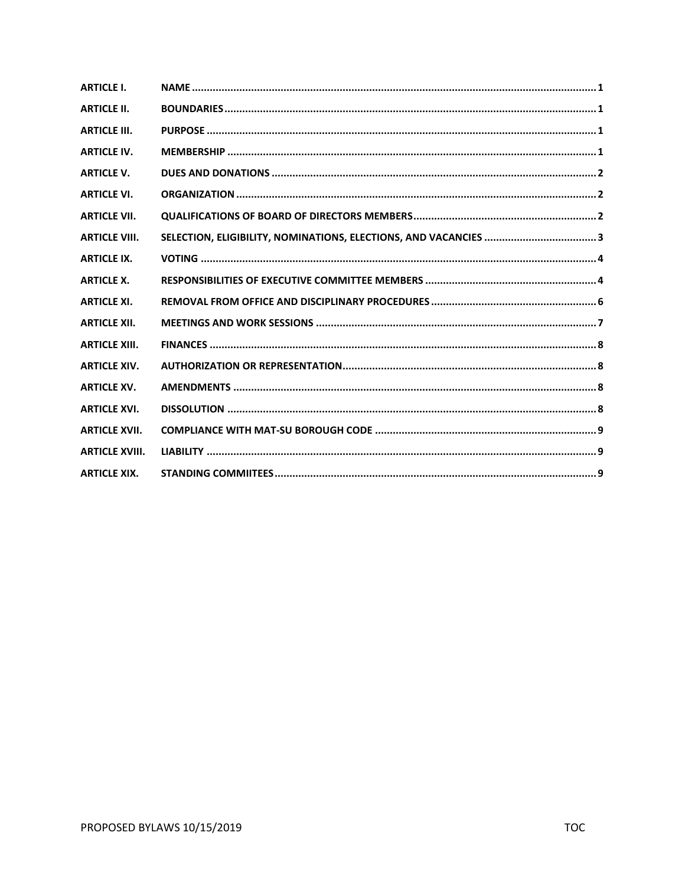| | | |
|---|---|---|
| **ARTICLE I.** | **NAME** | **1** |
| **ARTICLE II.** | **BOUNDARIES** | **1** |
| **ARTICLE III.** | **PURPOSE** | **1** |
| **ARTICLE IV.** | **MEMBERSHIP** | **1** |
| **ARTICLE V.** | **DUES AND DONATIONS** | **2** |
| **ARTICLE VI.** | **ORGANIZATION** | **2** |
| **ARTICLE VII.** | **QUALIFICATIONS OF BOARD OF DIRECTORS MEMBERS** | **2** |
| **ARTICLE VIII.** | **SELECTION, ELIGIBILITY, NOMINATIONS, ELECTIONS, AND VACANCIES** | **3** |
| **ARTICLE IX.** | **VOTING** | **4** |
| **ARTICLE X.** | **RESPONSIBILITIES OF EXECUTIVE COMMITTEE MEMBERS** | **4** |
| **ARTICLE XI.** | **REMOVAL FROM OFFICE AND DISCIPLINARY PROCEDURES** | **6** |
| **ARTICLE XII.** | **MEETINGS AND WORK SESSIONS** | **7** |
| **ARTICLE XIII.** | **FINANCES** | **8** |
| **ARTICLE XIV.** | **AUTHORIZATION OR REPRESENTATION** | **8** |
| **ARTICLE XV.** | **AMENDMENTS** | **8** |
| **ARTICLE XVI.** | **DISSOLUTION** | **8** |
| **ARTICLE XVII.** | **COMPLIANCE WITH MAT-SU BOROUGH CODE** | **9** |
| **ARTICLE XVIII.** | **LIABILITY** | **9** |
| **ARTICLE XIX.** | **STANDING COMMIITEES** | **9** |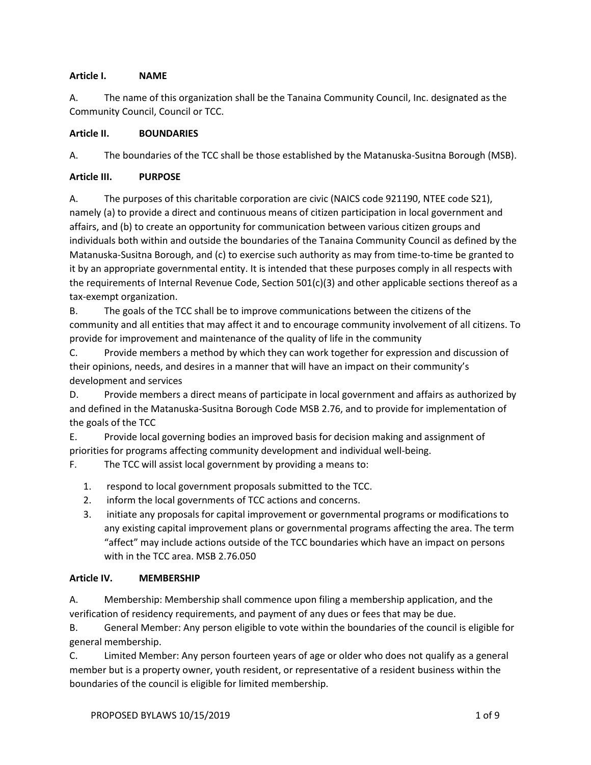**Article I. NAME**

A. The name of this organization shall be the Tanaina Community Council, Inc. designated as the Community Council, Council or TCC.

**Article II. BOUNDARIES**

A. The boundaries of the TCC shall be those established by the Matanuska-Susitna Borough (MSB).

**Article III. PURPOSE**

A. The purposes of this charitable corporation are civic (NAICS code 921190, NTEE code S21), namely (a) to provide a direct and continuous means of citizen participation in local government and affairs, and (b) to create an opportunity for communication between various citizen groups and individuals both within and outside the boundaries of the Tanaina Community Council as defined by the Matanuska-Susitna Borough, and (c) to exercise such authority as may from time-to-time be granted to it by an appropriate governmental entity. It is intended that these purposes comply in all respects with the requirements of Internal Revenue Code, Section 501(c)(3) and other applicable sections thereof as a tax-exempt organization.

B. The goals of the TCC shall be to improve communications between the citizens of the community and all entities that may affect it and to encourage community involvement of all citizens. To provide for improvement and maintenance of the quality of life in the community

C. Provide members a method by which they can work together for expression and discussion of their opinions, needs, and desires in a manner that will have an impact on their community's development and services

D. Provide members a direct means of participate in local government and affairs as authorized by and defined in the Matanuska-Susitna Borough Code MSB 2.76, and to provide for implementation of the goals of the TCC

E. Provide local governing bodies an improved basis for decision making and assignment of priorities for programs affecting community development and individual well-being.

F. The TCC will assist local government by providing a means to:

1. respond to local government proposals submitted to the TCC.
2. inform the local governments of TCC actions and concerns.
3. initiate any proposals for capital improvement or governmental programs or modifications to any existing capital improvement plans or governmental programs affecting the area. The term "affect" may include actions outside of the TCC boundaries which have an impact on persons with in the TCC area. MSB 2.76.050

**Article IV. MEMBERSHIP**

A. Membership: Membership shall commence upon filing a membership application, and the verification of residency requirements, and payment of any dues or fees that may be due.

B. General Member: Any person eligible to vote within the boundaries of the council is eligible for general membership.

C. Limited Member: Any person fourteen years of age or older who does not qualify as a general member but is a property owner, youth resident, or representative of a resident business within the boundaries of the council is eligible for limited membership.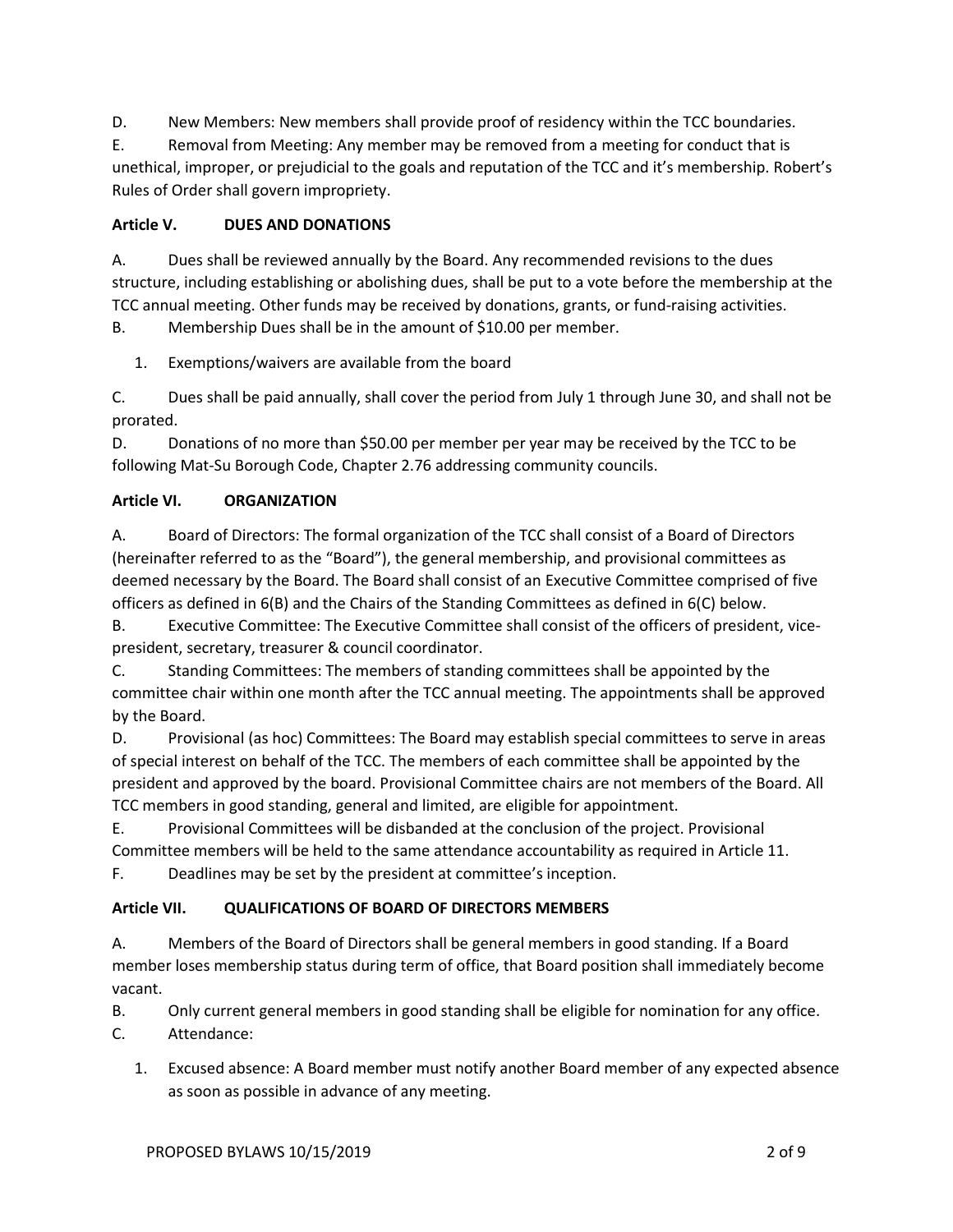D. New Members: New members shall provide proof of residency within the TCC boundaries.

E. Removal from Meeting: Any member may be removed from a meeting for conduct that is unethical, improper, or prejudicial to the goals and reputation of the TCC and it's membership. Robert's Rules of Order shall govern impropriety.

### Article V. DUES AND DONATIONS

A. Dues shall be reviewed annually by the Board. Any recommended revisions to the dues structure, including establishing or abolishing dues, shall be put to a vote before the membership at the TCC annual meeting. Other funds may be received by donations, grants, or fund-raising activities.

B. Membership Dues shall be in the amount of $10.00 per member.

1. Exemptions/waivers are available from the board

C. Dues shall be paid annually, shall cover the period from July 1 through June 30, and shall not be prorated.

D. Donations of no more than $50.00 per member per year may be received by the TCC to be following Mat-Su Borough Code, Chapter 2.76 addressing community councils.

### Article VI. ORGANIZATION

A. Board of Directors: The formal organization of the TCC shall consist of a Board of Directors (hereinafter referred to as the "Board"), the general membership, and provisional committees as deemed necessary by the Board. The Board shall consist of an Executive Committee comprised of five officers as defined in 6(B) and the Chairs of the Standing Committees as defined in 6(C) below.

B. Executive Committee: The Executive Committee shall consist of the officers of president, vice-president, secretary, treasurer & council coordinator.

C. Standing Committees: The members of standing committees shall be appointed by the committee chair within one month after the TCC annual meeting. The appointments shall be approved by the Board.

D. Provisional (as hoc) Committees: The Board may establish special committees to serve in areas of special interest on behalf of the TCC. The members of each committee shall be appointed by the president and approved by the board. Provisional Committee chairs are not members of the Board. All TCC members in good standing, general and limited, are eligible for appointment.

E. Provisional Committees will be disbanded at the conclusion of the project. Provisional Committee members will be held to the same attendance accountability as required in Article 11.

F. Deadlines may be set by the president at committee's inception.

### Article VII. QUALIFICATIONS OF BOARD OF DIRECTORS MEMBERS

A. Members of the Board of Directors shall be general members in good standing. If a Board member loses membership status during term of office, that Board position shall immediately become vacant.

B. Only current general members in good standing shall be eligible for nomination for any office.

C. Attendance:

1. Excused absence: A Board member must notify another Board member of any expected absence as soon as possible in advance of any meeting.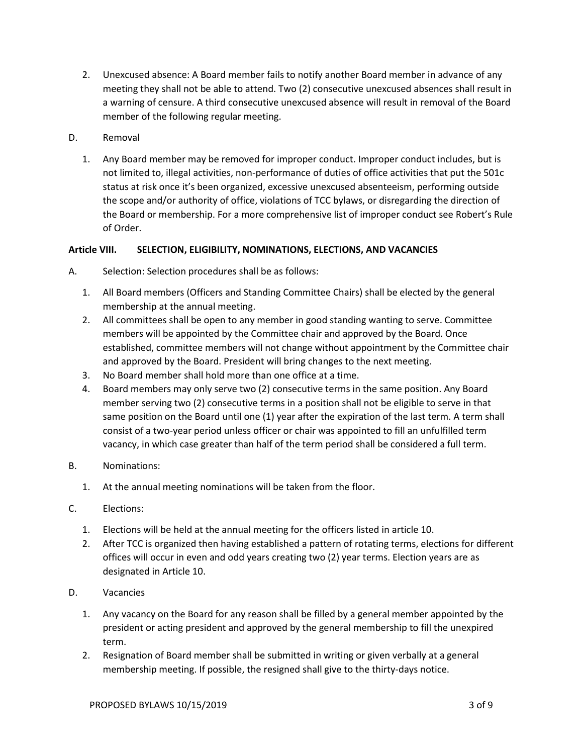2. Unexcused absence: A Board member fails to notify another Board member in advance of any meeting they shall not be able to attend. Two (2) consecutive unexcused absences shall result in a warning of censure. A third consecutive unexcused absence will result in removal of the Board member of the following regular meeting.

D. Removal

1. Any Board member may be removed for improper conduct. Improper conduct includes, but is not limited to, illegal activities, non-performance of duties of office activities that put the 501c status at risk once it's been organized, excessive unexcused absenteeism, performing outside the scope and/or authority of office, violations of TCC bylaws, or disregarding the direction of the Board or membership. For a more comprehensive list of improper conduct see Robert's Rule of Order.

## Article VIII. SELECTION, ELIGIBILITY, NOMINATIONS, ELECTIONS, AND VACANCIES

A. Selection: Selection procedures shall be as follows:

1. All Board members (Officers and Standing Committee Chairs) shall be elected by the general membership at the annual meeting.
2. All committees shall be open to any member in good standing wanting to serve. Committee members will be appointed by the Committee chair and approved by the Board. Once established, committee members will not change without appointment by the Committee chair and approved by the Board. President will bring changes to the next meeting.
3. No Board member shall hold more than one office at a time.
4. Board members may only serve two (2) consecutive terms in the same position. Any Board member serving two (2) consecutive terms in a position shall not be eligible to serve in that same position on the Board until one (1) year after the expiration of the last term. A term shall consist of a two-year period unless officer or chair was appointed to fill an unfulfilled term vacancy, in which case greater than half of the term period shall be considered a full term.

B. Nominations:

1. At the annual meeting nominations will be taken from the floor.

C. Elections:

1. Elections will be held at the annual meeting for the officers listed in article 10.
2. After TCC is organized then having established a pattern of rotating terms, elections for different offices will occur in even and odd years creating two (2) year terms. Election years are as designated in Article 10.

D. Vacancies

1. Any vacancy on the Board for any reason shall be filled by a general member appointed by the president or acting president and approved by the general membership to fill the unexpired term.
2. Resignation of Board member shall be submitted in writing or given verbally at a general membership meeting. If possible, the resigned shall give to the thirty-days notice.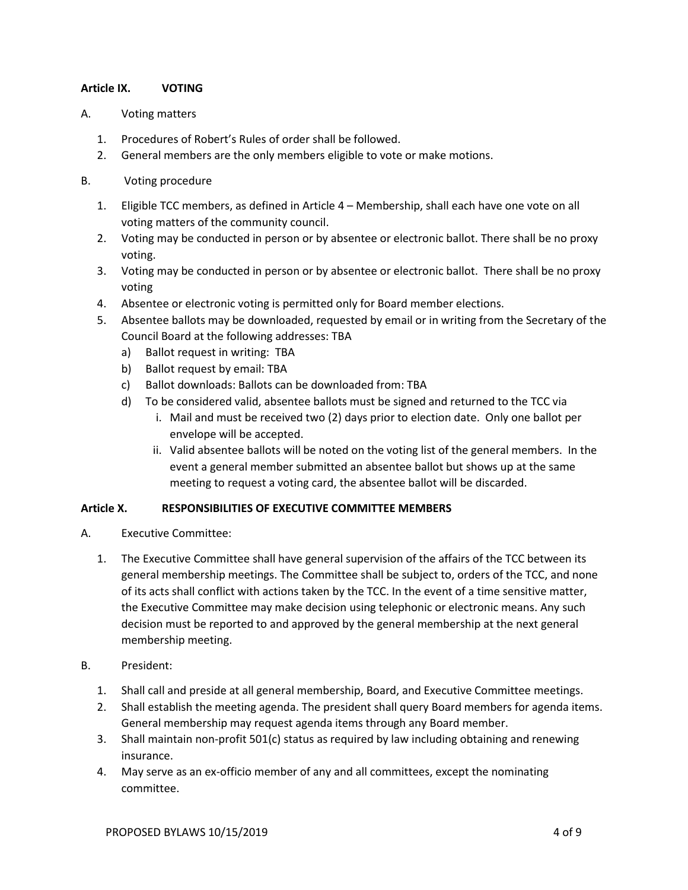## Article IX. VOTING

A. Voting matters

1. Procedures of Robert's Rules of order shall be followed.
2. General members are the only members eligible to vote or make motions.

B. Voting procedure

1. Eligible TCC members, as defined in Article 4 – Membership, shall each have one vote on all voting matters of the community council.
2. Voting may be conducted in person or by absentee or electronic ballot. There shall be no proxy voting.
3. Voting may be conducted in person or by absentee or electronic ballot. There shall be no proxy voting
4. Absentee or electronic voting is permitted only for Board member elections.
5. Absentee ballots may be downloaded, requested by email or in writing from the Secretary of the Council Board at the following addresses: TBA
   a) Ballot request in writing: TBA
   b) Ballot request by email: TBA
   c) Ballot downloads: Ballots can be downloaded from: TBA
   d) To be considered valid, absentee ballots must be signed and returned to the TCC via
      i. Mail and must be received two (2) days prior to election date. Only one ballot per envelope will be accepted.
      ii. Valid absentee ballots will be noted on the voting list of the general members. In the event a general member submitted an absentee ballot but shows up at the same meeting to request a voting card, the absentee ballot will be discarded.

## Article X. RESPONSIBILITIES OF EXECUTIVE COMMITTEE MEMBERS

A. Executive Committee:

1. The Executive Committee shall have general supervision of the affairs of the TCC between its general membership meetings. The Committee shall be subject to, orders of the TCC, and none of its acts shall conflict with actions taken by the TCC. In the event of a time sensitive matter, the Executive Committee may make decision using telephonic or electronic means. Any such decision must be reported to and approved by the general membership at the next general membership meeting.

B. President:

1. Shall call and preside at all general membership, Board, and Executive Committee meetings.
2. Shall establish the meeting agenda. The president shall query Board members for agenda items. General membership may request agenda items through any Board member.
3. Shall maintain non-profit 501(c) status as required by law including obtaining and renewing insurance.
4. May serve as an ex-officio member of any and all committees, except the nominating committee.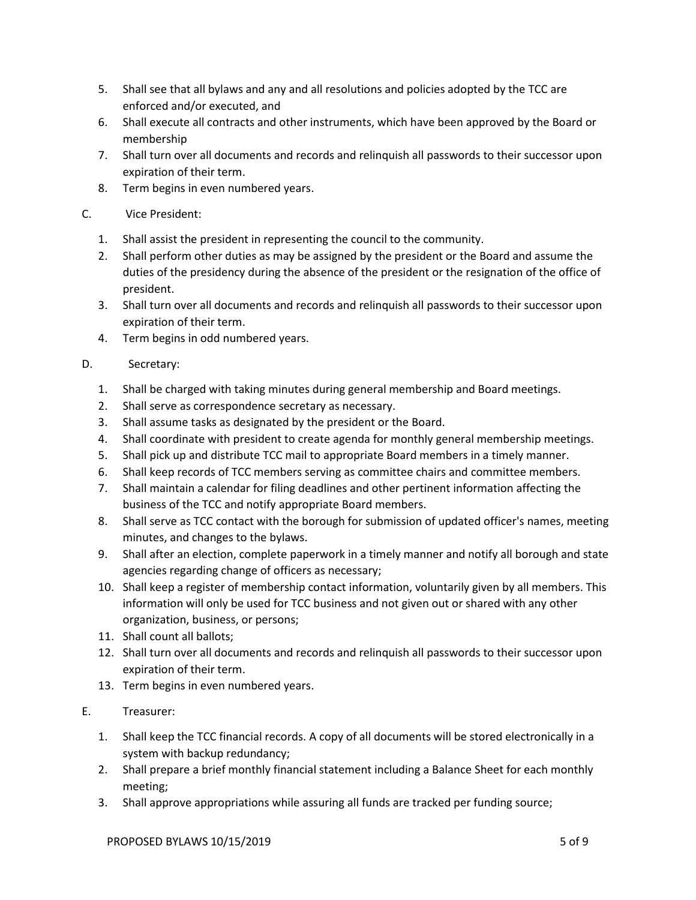5. Shall see that all bylaws and any and all resolutions and policies adopted by the TCC are enforced and/or executed, and
6. Shall execute all contracts and other instruments, which have been approved by the Board or membership
7. Shall turn over all documents and records and relinquish all passwords to their successor upon expiration of their term.
8. Term begins in even numbered years.

C. Vice President:

1. Shall assist the president in representing the council to the community.
2. Shall perform other duties as may be assigned by the president or the Board and assume the duties of the presidency during the absence of the president or the resignation of the office of president.
3. Shall turn over all documents and records and relinquish all passwords to their successor upon expiration of their term.
4. Term begins in odd numbered years.

D. Secretary:

1. Shall be charged with taking minutes during general membership and Board meetings.
2. Shall serve as correspondence secretary as necessary.
3. Shall assume tasks as designated by the president or the Board.
4. Shall coordinate with president to create agenda for monthly general membership meetings.
5. Shall pick up and distribute TCC mail to appropriate Board members in a timely manner.
6. Shall keep records of TCC members serving as committee chairs and committee members.
7. Shall maintain a calendar for filing deadlines and other pertinent information affecting the business of the TCC and notify appropriate Board members.
8. Shall serve as TCC contact with the borough for submission of updated officer's names, meeting minutes, and changes to the bylaws.
9. Shall after an election, complete paperwork in a timely manner and notify all borough and state agencies regarding change of officers as necessary;
10. Shall keep a register of membership contact information, voluntarily given by all members. This information will only be used for TCC business and not given out or shared with any other organization, business, or persons;
11. Shall count all ballots;
12. Shall turn over all documents and records and relinquish all passwords to their successor upon expiration of their term.
13. Term begins in even numbered years.

E. Treasurer:

1. Shall keep the TCC financial records. A copy of all documents will be stored electronically in a system with backup redundancy;
2. Shall prepare a brief monthly financial statement including a Balance Sheet for each monthly meeting;
3. Shall approve appropriations while assuring all funds are tracked per funding source;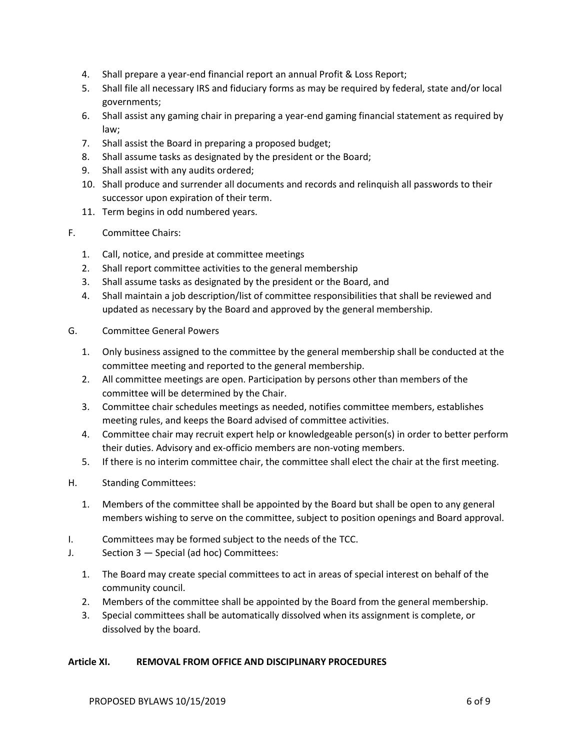4. Shall prepare a year-end financial report an annual Profit & Loss Report;
5. Shall file all necessary IRS and fiduciary forms as may be required by federal, state and/or local governments;
6. Shall assist any gaming chair in preparing a year-end gaming financial statement as required by law;
7. Shall assist the Board in preparing a proposed budget;
8. Shall assume tasks as designated by the president or the Board;
9. Shall assist with any audits ordered;
10. Shall produce and surrender all documents and records and relinquish all passwords to their successor upon expiration of their term.
11. Term begins in odd numbered years.

F. Committee Chairs:

1. Call, notice, and preside at committee meetings
2. Shall report committee activities to the general membership
3. Shall assume tasks as designated by the president or the Board, and
4. Shall maintain a job description/list of committee responsibilities that shall be reviewed and updated as necessary by the Board and approved by the general membership.

G. Committee General Powers

1. Only business assigned to the committee by the general membership shall be conducted at the committee meeting and reported to the general membership.
2. All committee meetings are open. Participation by persons other than members of the committee will be determined by the Chair.
3. Committee chair schedules meetings as needed, notifies committee members, establishes meeting rules, and keeps the Board advised of committee activities.
4. Committee chair may recruit expert help or knowledgeable person(s) in order to better perform their duties. Advisory and ex-officio members are non-voting members.
5. If there is no interim committee chair, the committee shall elect the chair at the first meeting.

H. Standing Committees:

1. Members of the committee shall be appointed by the Board but shall be open to any general members wishing to serve on the committee, subject to position openings and Board approval.

I. Committees may be formed subject to the needs of the TCC.

J. Section 3 — Special (ad hoc) Committees:

1. The Board may create special committees to act in areas of special interest on behalf of the community council.
2. Members of the committee shall be appointed by the Board from the general membership.
3. Special committees shall be automatically dissolved when its assignment is complete, or dissolved by the board.

## Article XI. REMOVAL FROM OFFICE AND DISCIPLINARY PROCEDURES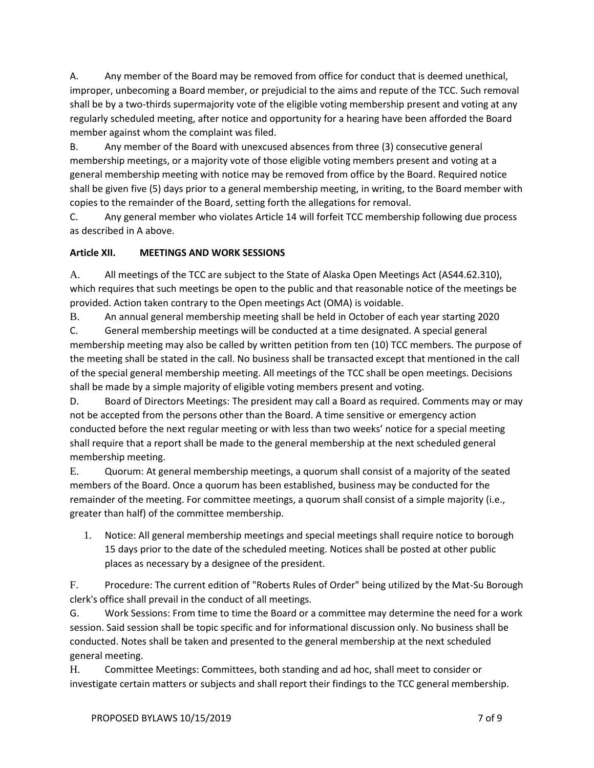A. Any member of the Board may be removed from office for conduct that is deemed unethical, improper, unbecoming a Board member, or prejudicial to the aims and repute of the TCC. Such removal shall be by a two-thirds supermajority vote of the eligible voting membership present and voting at any regularly scheduled meeting, after notice and opportunity for a hearing have been afforded the Board member against whom the complaint was filed.

B. Any member of the Board with unexcused absences from three (3) consecutive general membership meetings, or a majority vote of those eligible voting members present and voting at a general membership meeting with notice may be removed from office by the Board. Required notice shall be given five (5) days prior to a general membership meeting, in writing, to the Board member with copies to the remainder of the Board, setting forth the allegations for removal.

C. Any general member who violates Article 14 will forfeit TCC membership following due process as described in A above.

### Article XII. MEETINGS AND WORK SESSIONS

A. All meetings of the TCC are subject to the State of Alaska Open Meetings Act (AS44.62.310), which requires that such meetings be open to the public and that reasonable notice of the meetings be provided. Action taken contrary to the Open meetings Act (OMA) is voidable.

B. An annual general membership meeting shall be held in October of each year starting 2020

C. General membership meetings will be conducted at a time designated. A special general membership meeting may also be called by written petition from ten (10) TCC members. The purpose of the meeting shall be stated in the call. No business shall be transacted except that mentioned in the call of the special general membership meeting. All meetings of the TCC shall be open meetings. Decisions shall be made by a simple majority of eligible voting members present and voting.

D. Board of Directors Meetings: The president may call a Board as required. Comments may or may not be accepted from the persons other than the Board. A time sensitive or emergency action conducted before the next regular meeting or with less than two weeks' notice for a special meeting shall require that a report shall be made to the general membership at the next scheduled general membership meeting.

E. Quorum: At general membership meetings, a quorum shall consist of a majority of the seated members of the Board. Once a quorum has been established, business may be conducted for the remainder of the meeting. For committee meetings, a quorum shall consist of a simple majority (i.e., greater than half) of the committee membership.

1. Notice: All general membership meetings and special meetings shall require notice to borough 15 days prior to the date of the scheduled meeting. Notices shall be posted at other public places as necessary by a designee of the president.

F. Procedure: The current edition of "Roberts Rules of Order" being utilized by the Mat-Su Borough clerk's office shall prevail in the conduct of all meetings.

G. Work Sessions: From time to time the Board or a committee may determine the need for a work session. Said session shall be topic specific and for informational discussion only. No business shall be conducted. Notes shall be taken and presented to the general membership at the next scheduled general meeting.

H. Committee Meetings: Committees, both standing and ad hoc, shall meet to consider or investigate certain matters or subjects and shall report their findings to the TCC general membership.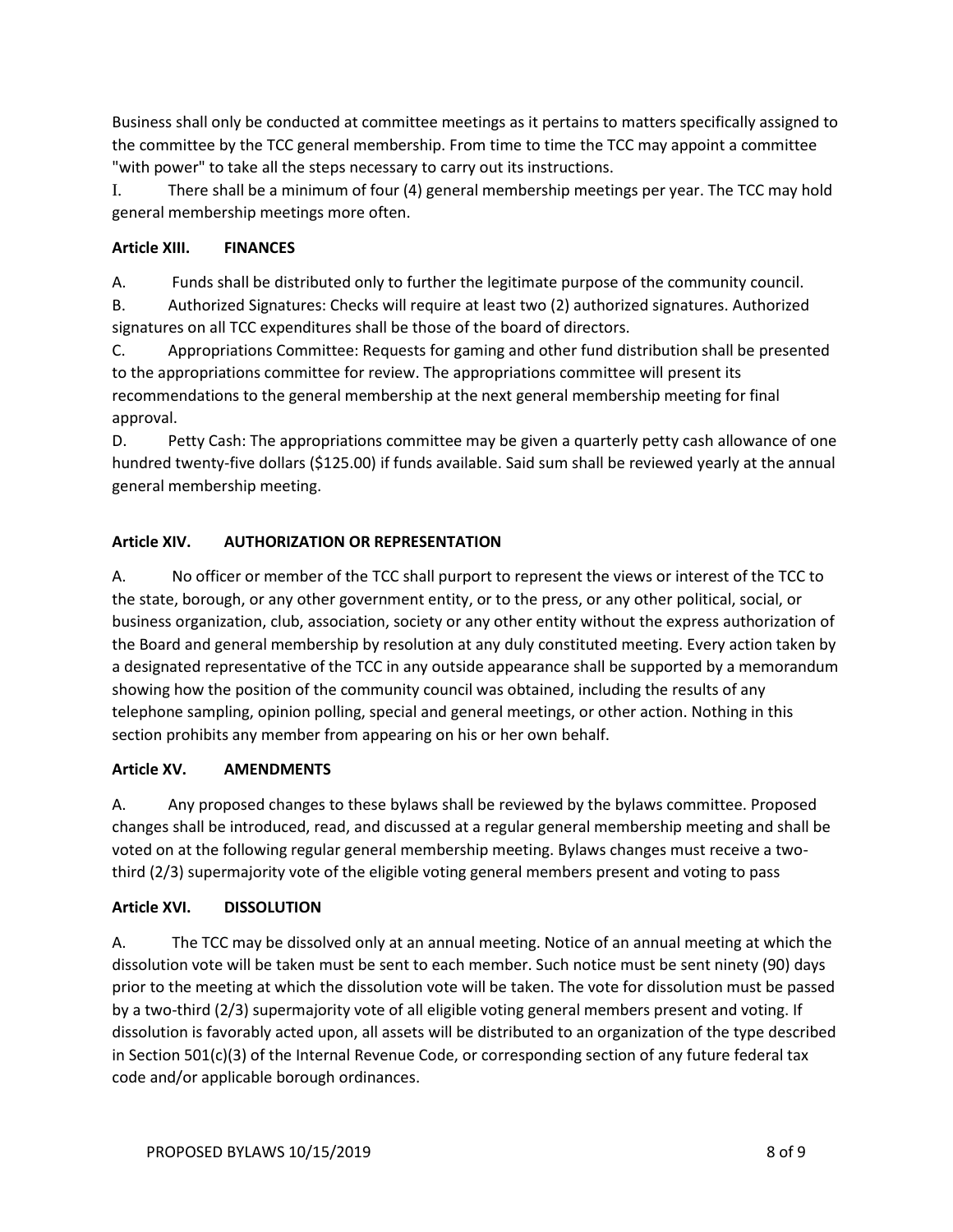Business shall only be conducted at committee meetings as it pertains to matters specifically assigned to the committee by the TCC general membership. From time to time the TCC may appoint a committee "with power" to take all the steps necessary to carry out its instructions.

I. There shall be a minimum of four (4) general membership meetings per year. The TCC may hold general membership meetings more often.

**Article XIII. FINANCES**

A. Funds shall be distributed only to further the legitimate purpose of the community council.

B. Authorized Signatures: Checks will require at least two (2) authorized signatures. Authorized signatures on all TCC expenditures shall be those of the board of directors.

C. Appropriations Committee: Requests for gaming and other fund distribution shall be presented to the appropriations committee for review. The appropriations committee will present its recommendations to the general membership at the next general membership meeting for final approval.

D. Petty Cash: The appropriations committee may be given a quarterly petty cash allowance of one hundred twenty-five dollars ($125.00) if funds available. Said sum shall be reviewed yearly at the annual general membership meeting.

**Article XIV. AUTHORIZATION OR REPRESENTATION**

A. No officer or member of the TCC shall purport to represent the views or interest of the TCC to the state, borough, or any other government entity, or to the press, or any other political, social, or business organization, club, association, society or any other entity without the express authorization of the Board and general membership by resolution at any duly constituted meeting. Every action taken by a designated representative of the TCC in any outside appearance shall be supported by a memorandum showing how the position of the community council was obtained, including the results of any telephone sampling, opinion polling, special and general meetings, or other action. Nothing in this section prohibits any member from appearing on his or her own behalf.

**Article XV. AMENDMENTS**

A. Any proposed changes to these bylaws shall be reviewed by the bylaws committee. Proposed changes shall be introduced, read, and discussed at a regular general membership meeting and shall be voted on at the following regular general membership meeting. Bylaws changes must receive a two-third (2/3) supermajority vote of the eligible voting general members present and voting to pass

**Article XVI. DISSOLUTION**

A. The TCC may be dissolved only at an annual meeting. Notice of an annual meeting at which the dissolution vote will be taken must be sent to each member. Such notice must be sent ninety (90) days prior to the meeting at which the dissolution vote will be taken. The vote for dissolution must be passed by a two-third (2/3) supermajority vote of all eligible voting general members present and voting. If dissolution is favorably acted upon, all assets will be distributed to an organization of the type described in Section 501(c)(3) of the Internal Revenue Code, or corresponding section of any future federal tax code and/or applicable borough ordinances.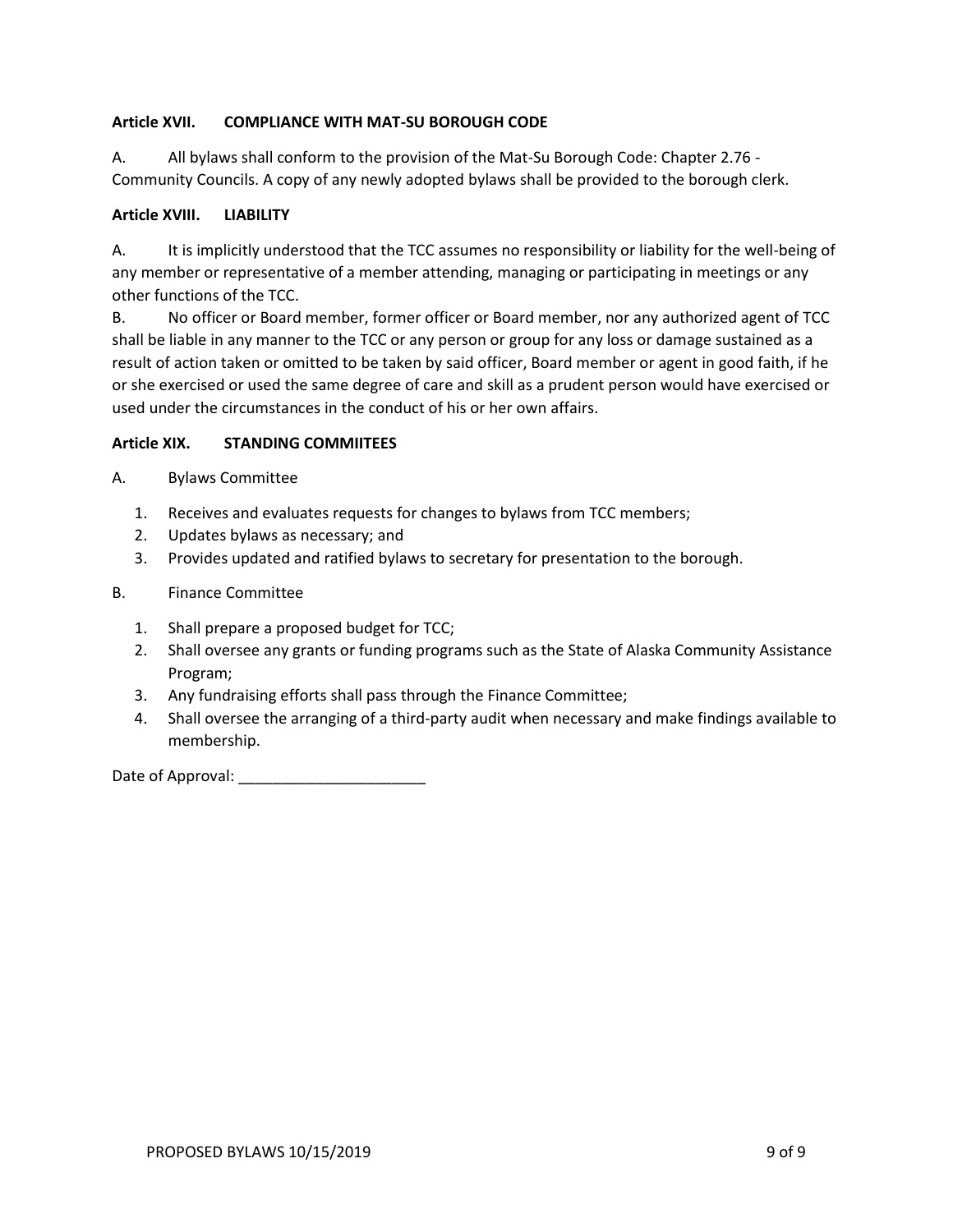**Article XVII. COMPLIANCE WITH MAT-SU BOROUGH CODE**

A. All bylaws shall conform to the provision of the Mat-Su Borough Code: Chapter 2.76 - Community Councils. A copy of any newly adopted bylaws shall be provided to the borough clerk.

**Article XVIII. LIABILITY**

A. It is implicitly understood that the TCC assumes no responsibility or liability for the well-being of any member or representative of a member attending, managing or participating in meetings or any other functions of the TCC.

B. No officer or Board member, former officer or Board member, nor any authorized agent of TCC shall be liable in any manner to the TCC or any person or group for any loss or damage sustained as a result of action taken or omitted to be taken by said officer, Board member or agent in good faith, if he or she exercised or used the same degree of care and skill as a prudent person would have exercised or used under the circumstances in the conduct of his or her own affairs.

**Article XIX. STANDING COMMIITEES**

A. Bylaws Committee

1. Receives and evaluates requests for changes to bylaws from TCC members;
2. Updates bylaws as necessary; and
3. Provides updated and ratified bylaws to secretary for presentation to the borough.

B. Finance Committee

1. Shall prepare a proposed budget for TCC;
2. Shall oversee any grants or funding programs such as the State of Alaska Community Assistance Program;
3. Any fundraising efforts shall pass through the Finance Committee;
4. Shall oversee the arranging of a third-party audit when necessary and make findings available to membership.

Date of Approval: ______________________